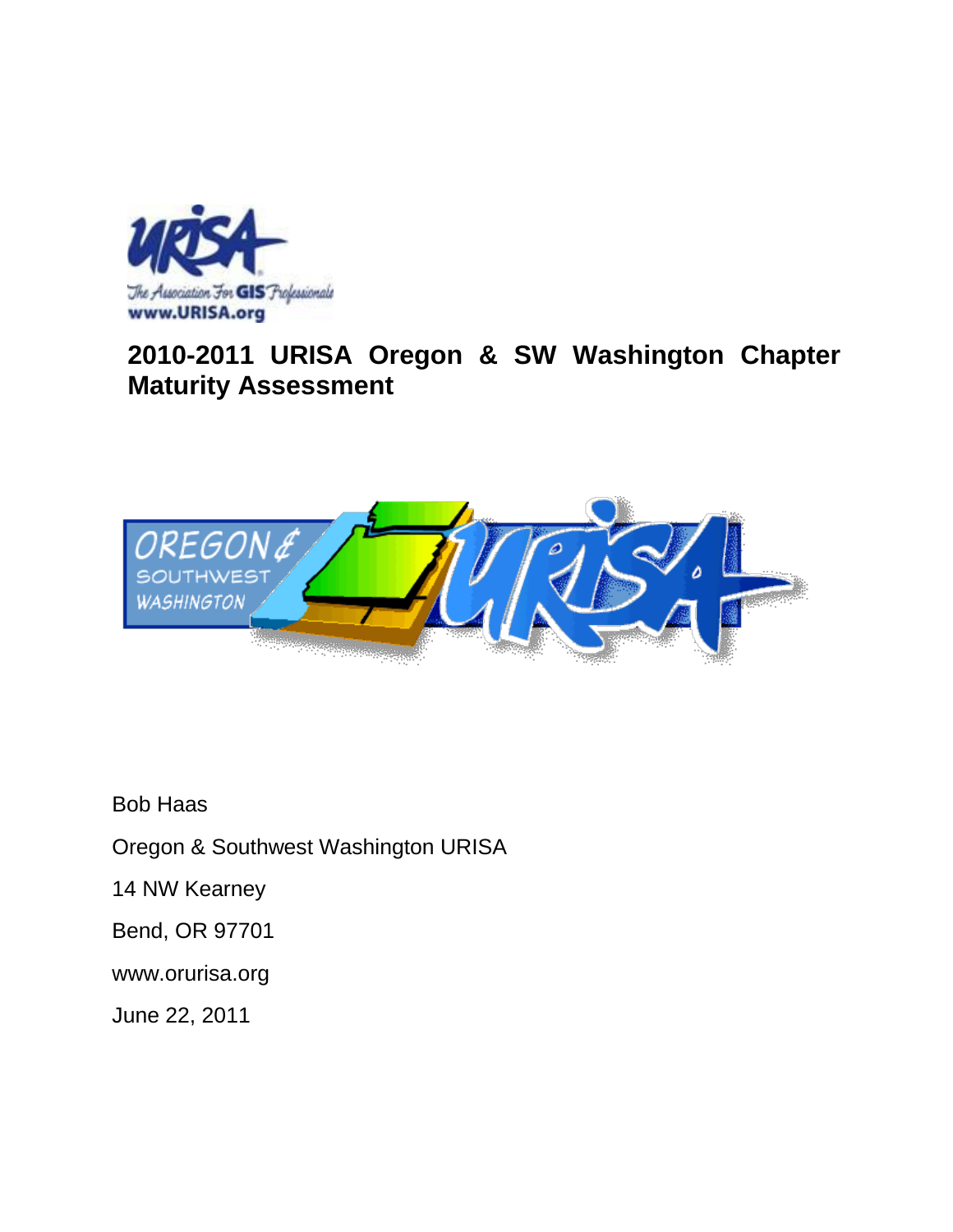# 2010-2011 URISA Oregon & SW Washington Chapter Maturity Assessment

Bob Haas

Oregon & Southwest Washington URISA

14 NW Kearney

Bend, OR 97701

www.orurisa.org

June 22, 2011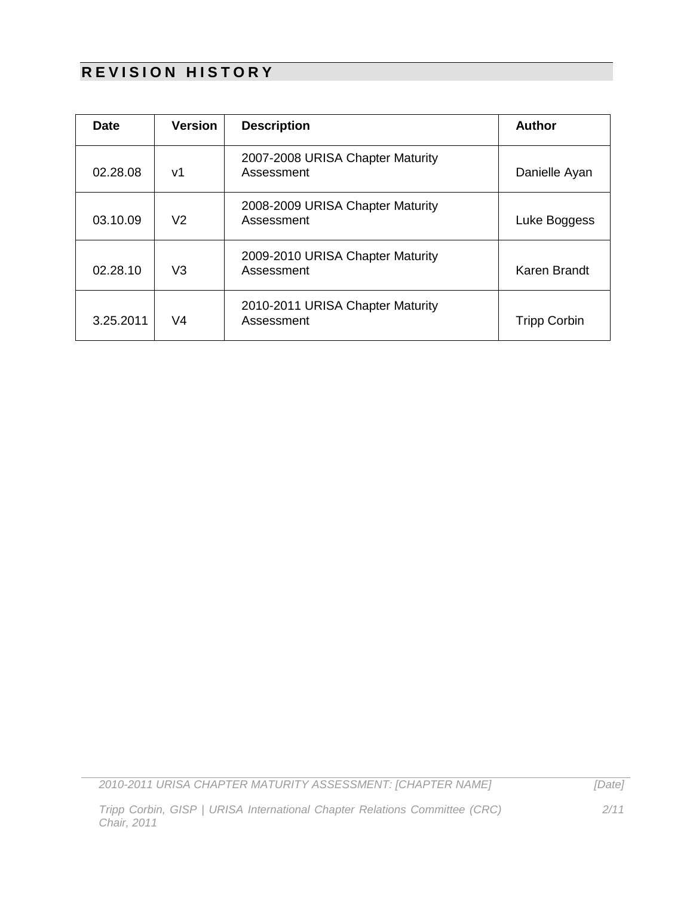## REVISION HISTORY

| Date | Version | Description | Author |
|---|---|---|---|
| 02.28.08 | v1 | 2007-2008 URISA Chapter Maturity Assessment | Danielle Ayan |
| 03.10.09 | V2 | 2008-2009 URISA Chapter Maturity Assessment | Luke Boggess |
| 02.28.10 | V3 | 2009-2010 URISA Chapter Maturity Assessment | Karen Brandt |
| 3.25.2011 | V4 | 2010-2011 URISA Chapter Maturity Assessment | Tripp Corbin |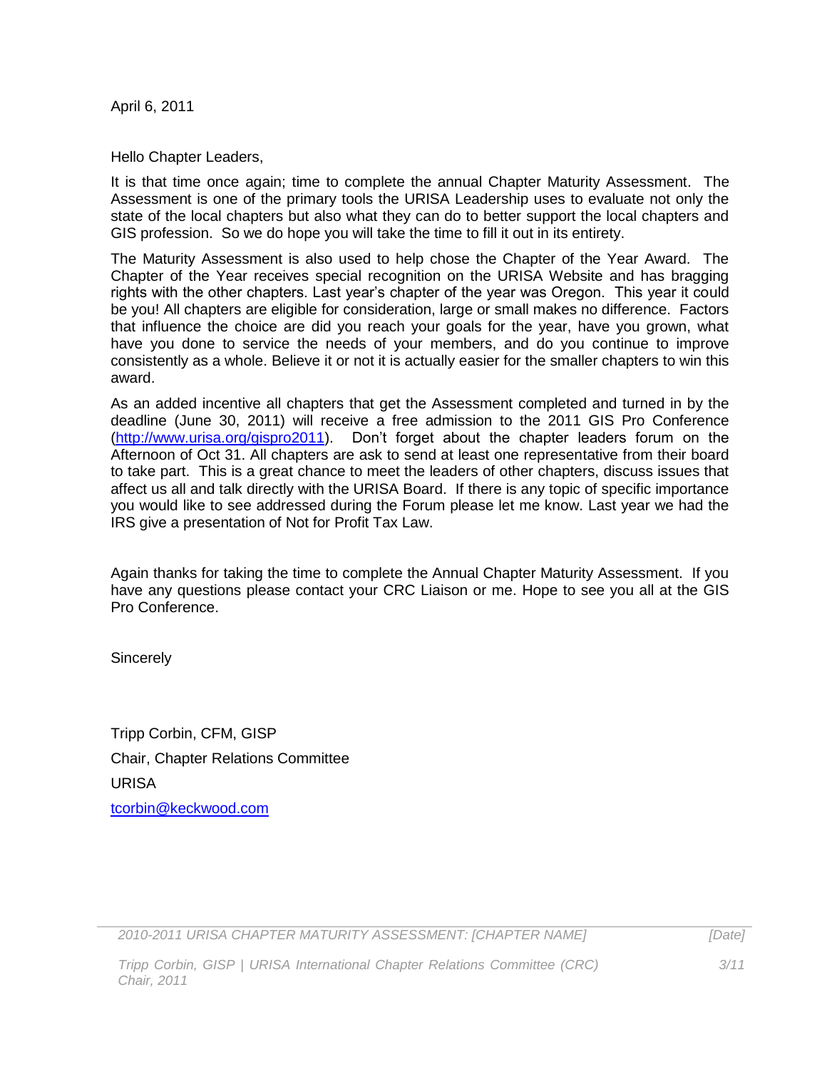April 6, 2011

Hello Chapter Leaders,

It is that time once again; time to complete the annual Chapter Maturity Assessment. The Assessment is one of the primary tools the URISA Leadership uses to evaluate not only the state of the local chapters but also what they can do to better support the local chapters and GIS profession. So we do hope you will take the time to fill it out in its entirety.

The Maturity Assessment is also used to help chose the Chapter of the Year Award. The Chapter of the Year receives special recognition on the URISA Website and has bragging rights with the other chapters. Last year's chapter of the year was Oregon. This year it could be you! All chapters are eligible for consideration, large or small makes no difference. Factors that influence the choice are did you reach your goals for the year, have you grown, what have you done to service the needs of your members, and do you continue to improve consistently as a whole. Believe it or not it is actually easier for the smaller chapters to win this award.

As an added incentive all chapters that get the Assessment completed and turned in by the deadline (June 30, 2011) will receive a free admission to the 2011 GIS Pro Conference ([http://www.urisa.org/gispro2011](http://www.urisa.org/gispro2011)). Don't forget about the chapter leaders forum on the Afternoon of Oct 31. All chapters are ask to send at least one representative from their board to take part. This is a great chance to meet the leaders of other chapters, discuss issues that affect us all and talk directly with the URISA Board. If there is any topic of specific importance you would like to see addressed during the Forum please let me know. Last year we had the IRS give a presentation of Not for Profit Tax Law.

Again thanks for taking the time to complete the Annual Chapter Maturity Assessment. If you have any questions please contact your CRC Liaison or me. Hope to see you all at the GIS Pro Conference.

Sincerely

Tripp Corbin, CFM, GISP

Chair, Chapter Relations Committee

URISA

[tcorbin@keckwood.com](mailto:tcorbin@keckwood.com)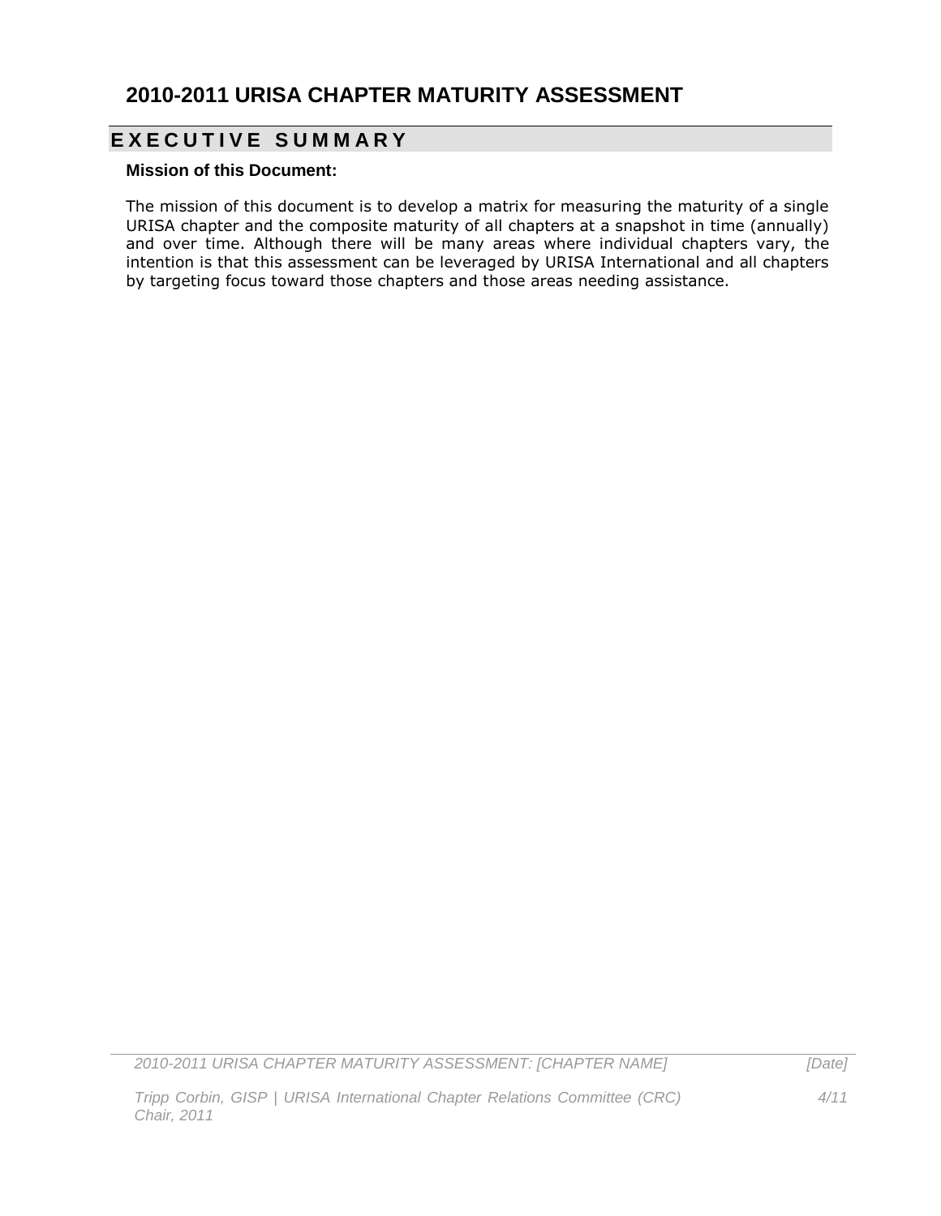# 2010-2011 URISA CHAPTER MATURITY ASSESSMENT

## EXECUTIVE SUMMARY

**Mission of this Document:**

The mission of this document is to develop a matrix for measuring the maturity of a single URISA chapter and the composite maturity of all chapters at a snapshot in time (annually) and over time. Although there will be many areas where individual chapters vary, the intention is that this assessment can be leveraged by URISA International and all chapters by targeting focus toward those chapters and those areas needing assistance.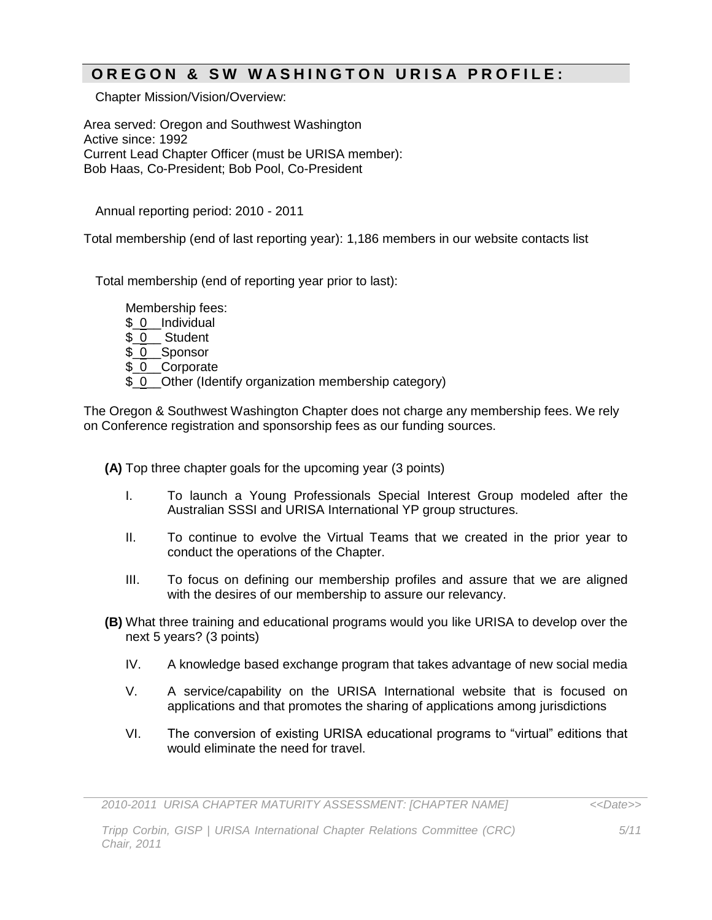## OREGON & SW WASHINGTON URISA PROFILE:

Chapter Mission/Vision/Overview:

Area served: Oregon and Southwest Washington
Active since: 1992
Current Lead Chapter Officer (must be URISA member):
Bob Haas, Co-President; Bob Pool, Co-President

Annual reporting period: 2010 - 2011

Total membership (end of last reporting year): 1,186 members in our website contacts list

Total membership (end of reporting year prior to last):

Membership fees:
$_0__Individual
$_0__ Student
$_0__Sponsor
$_0__Corporate
$_0__Other (Identify organization membership category)

The Oregon & Southwest Washington Chapter does not charge any membership fees. We rely on Conference registration and sponsorship fees as our funding sources.

**(A)** Top three chapter goals for the upcoming year (3 points)

I. To launch a Young Professionals Special Interest Group modeled after the Australian SSSI and URISA International YP group structures.

II. To continue to evolve the Virtual Teams that we created in the prior year to conduct the operations of the Chapter.

III. To focus on defining our membership profiles and assure that we are aligned with the desires of our membership to assure our relevancy.

**(B)** What three training and educational programs would you like URISA to develop over the next 5 years? (3 points)

IV. A knowledge based exchange program that takes advantage of new social media

V. A service/capability on the URISA International website that is focused on applications and that promotes the sharing of applications among jurisdictions

VI. The conversion of existing URISA educational programs to "virtual" editions that would eliminate the need for travel.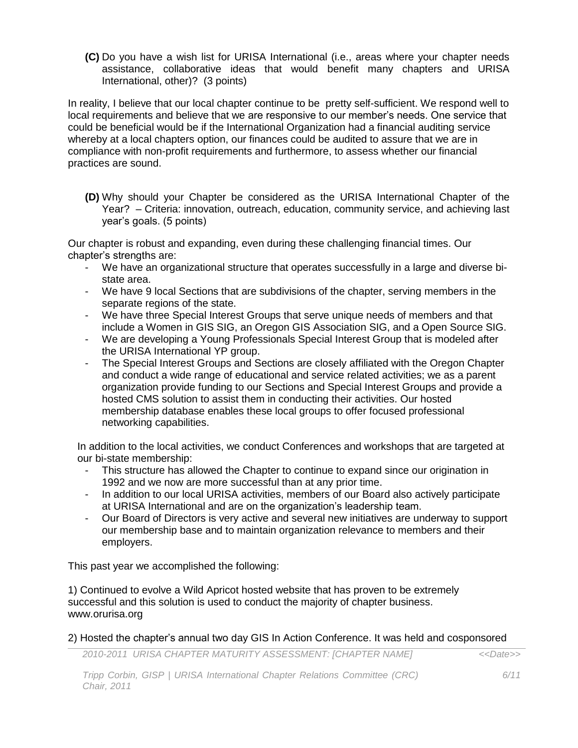**(C)** Do you have a wish list for URISA International (i.e., areas where your chapter needs assistance, collaborative ideas that would benefit many chapters and URISA International, other)? (3 points)

In reality, I believe that our local chapter continue to be pretty self-sufficient. We respond well to local requirements and believe that we are responsive to our member's needs. One service that could be beneficial would be if the International Organization had a financial auditing service whereby at a local chapters option, our finances could be audited to assure that we are in compliance with non-profit requirements and furthermore, to assess whether our financial practices are sound.

**(D)** Why should your Chapter be considered as the URISA International Chapter of the Year? – Criteria: innovation, outreach, education, community service, and achieving last year's goals. (5 points)

Our chapter is robust and expanding, even during these challenging financial times. Our chapter's strengths are:

- We have an organizational structure that operates successfully in a large and diverse bi-state area.
- We have 9 local Sections that are subdivisions of the chapter, serving members in the separate regions of the state.
- We have three Special Interest Groups that serve unique needs of members and that include a Women in GIS SIG, an Oregon GIS Association SIG, and a Open Source SIG.
- We are developing a Young Professionals Special Interest Group that is modeled after the URISA International YP group.
- The Special Interest Groups and Sections are closely affiliated with the Oregon Chapter and conduct a wide range of educational and service related activities; we as a parent organization provide funding to our Sections and Special Interest Groups and provide a hosted CMS solution to assist them in conducting their activities. Our hosted membership database enables these local groups to offer focused professional networking capabilities.

In addition to the local activities, we conduct Conferences and workshops that are targeted at our bi-state membership:

- This structure has allowed the Chapter to continue to expand since our origination in 1992 and we now are more successful than at any prior time.
- In addition to our local URISA activities, members of our Board also actively participate at URISA International and are on the organization's leadership team.
- Our Board of Directors is very active and several new initiatives are underway to support our membership base and to maintain organization relevance to members and their employers.

This past year we accomplished the following:

1) Continued to evolve a Wild Apricot hosted website that has proven to be extremely successful and this solution is used to conduct the majority of chapter business. www.orurisa.org

2) Hosted the chapter's annual two day GIS In Action Conference. It was held and cosponsored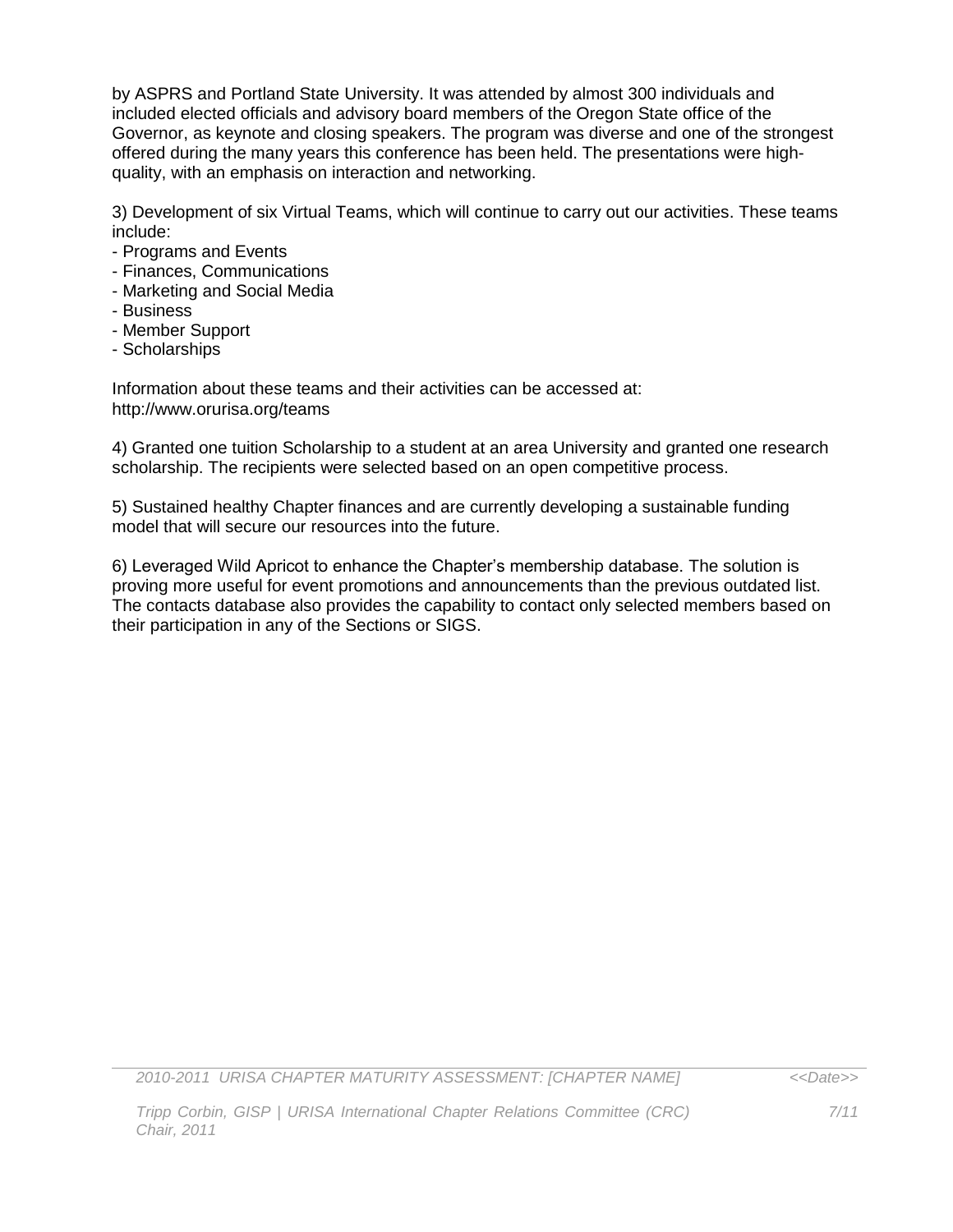by ASPRS and Portland State University. It was attended by almost 300 individuals and included elected officials and advisory board members of the Oregon State office of the Governor, as keynote and closing speakers. The program was diverse and one of the strongest offered during the many years this conference has been held. The presentations were high-quality, with an emphasis on interaction and networking.

3) Development of six Virtual Teams, which will continue to carry out our activities. These teams include:

- Programs and Events
- Finances, Communications
- Marketing and Social Media
- Business
- Member Support
- Scholarships

Information about these teams and their activities can be accessed at: http://www.orurisa.org/teams

4) Granted one tuition Scholarship to a student at an area University and granted one research scholarship. The recipients were selected based on an open competitive process.

5) Sustained healthy Chapter finances and are currently developing a sustainable funding model that will secure our resources into the future.

6) Leveraged Wild Apricot to enhance the Chapter's membership database. The solution is proving more useful for event promotions and announcements than the previous outdated list. The contacts database also provides the capability to contact only selected members based on their participation in any of the Sections or SIGS.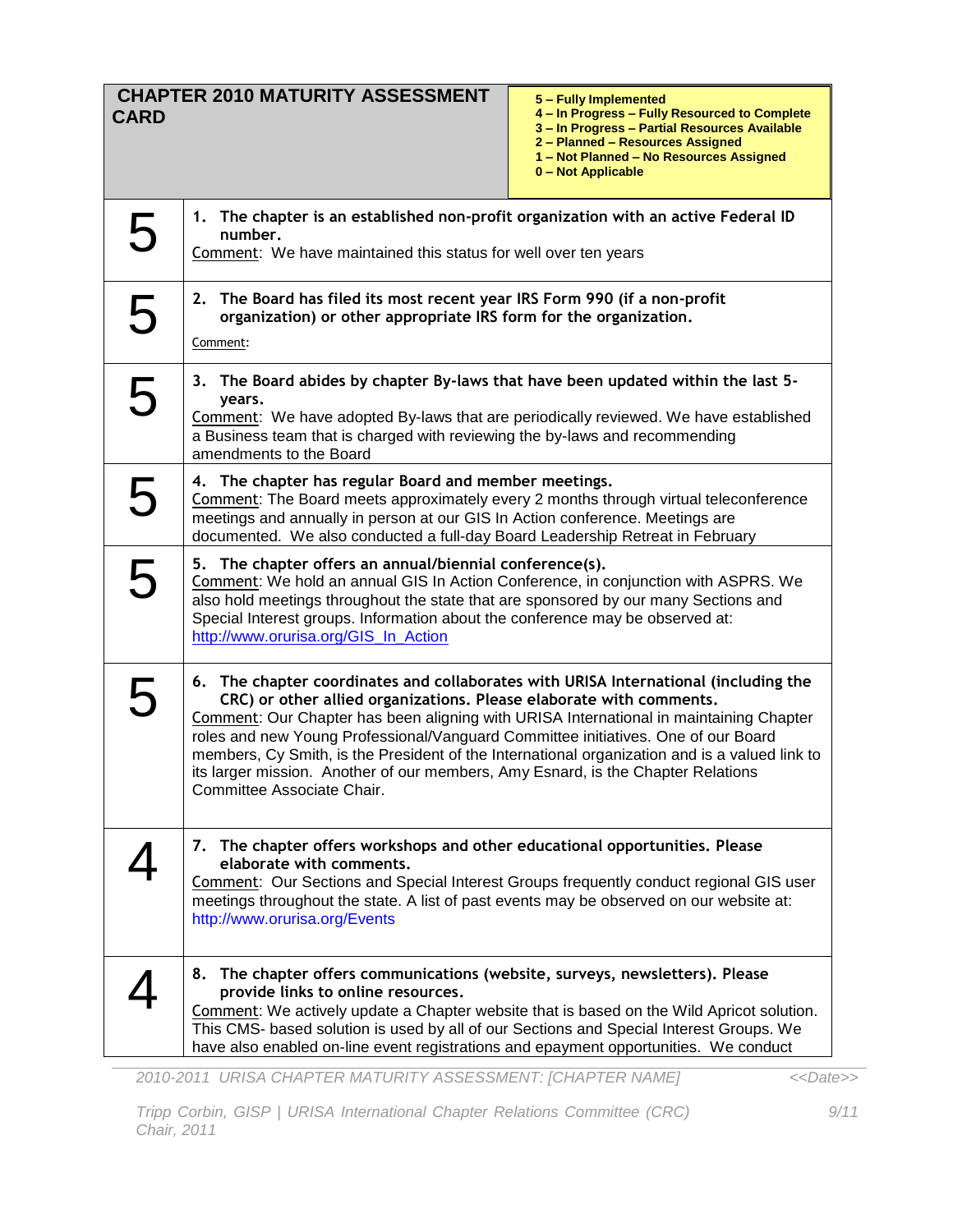| **CHAPTER 2010 MATURITY ASSESSMENT CARD** | **5 – Fully Implemented**<br>**4 – In Progress – Fully Resourced to Complete**<br>**3 – In Progress – Partial Resources Available**<br>**2 – Planned – Resources Assigned**<br>**1 – Not Planned – No Resources Assigned**<br>**0 – Not Applicable** |
|---|---|
| 5 | **1. The chapter is an established non-profit organization with an active Federal ID number.**<br>Comment: We have maintained this status for well over ten years |
| 5 | **2. The Board has filed its most recent year IRS Form 990 (if a non-profit organization) or other appropriate IRS form for the organization.**<br>Comment: |
| 5 | **3. The Board abides by chapter By-laws that have been updated within the last 5-years.**<br>Comment: We have adopted By-laws that are periodically reviewed. We have established a Business team that is charged with reviewing the by-laws and recommending amendments to the Board |
| 5 | **4. The chapter has regular Board and member meetings.**<br>Comment: The Board meets approximately every 2 months through virtual teleconference meetings and annually in person at our GIS In Action conference. Meetings are documented. We also conducted a full-day Board Leadership Retreat in February |
| 5 | **5. The chapter offers an annual/biennial conference(s).**<br>Comment: We hold an annual GIS In Action Conference, in conjunction with ASPRS. We also hold meetings throughout the state that are sponsored by our many Sections and Special Interest groups. Information about the conference may be observed at: http://www.orurisa.org/GIS_In_Action |
| 5 | **6. The chapter coordinates and collaborates with URISA International (including the CRC) or other allied organizations. Please elaborate with comments.**<br>Comment: Our Chapter has been aligning with URISA International in maintaining Chapter roles and new Young Professional/Vanguard Committee initiatives. One of our Board members, Cy Smith, is the President of the International organization and is a valued link to its larger mission. Another of our members, Amy Esnard, is the Chapter Relations Committee Associate Chair. |
| 4 | **7. The chapter offers workshops and other educational opportunities. Please elaborate with comments.**<br>Comment: Our Sections and Special Interest Groups frequently conduct regional GIS user meetings throughout the state. A list of past events may be observed on our website at: http://www.orurisa.org/Events |
| 4 | **8. The chapter offers communications (website, surveys, newsletters). Please provide links to online resources.**<br>Comment: We actively update a Chapter website that is based on the Wild Apricot solution. This CMS- based solution is used by all of our Sections and Special Interest Groups. We have also enabled on-line event registrations and epayment opportunities. We conduct |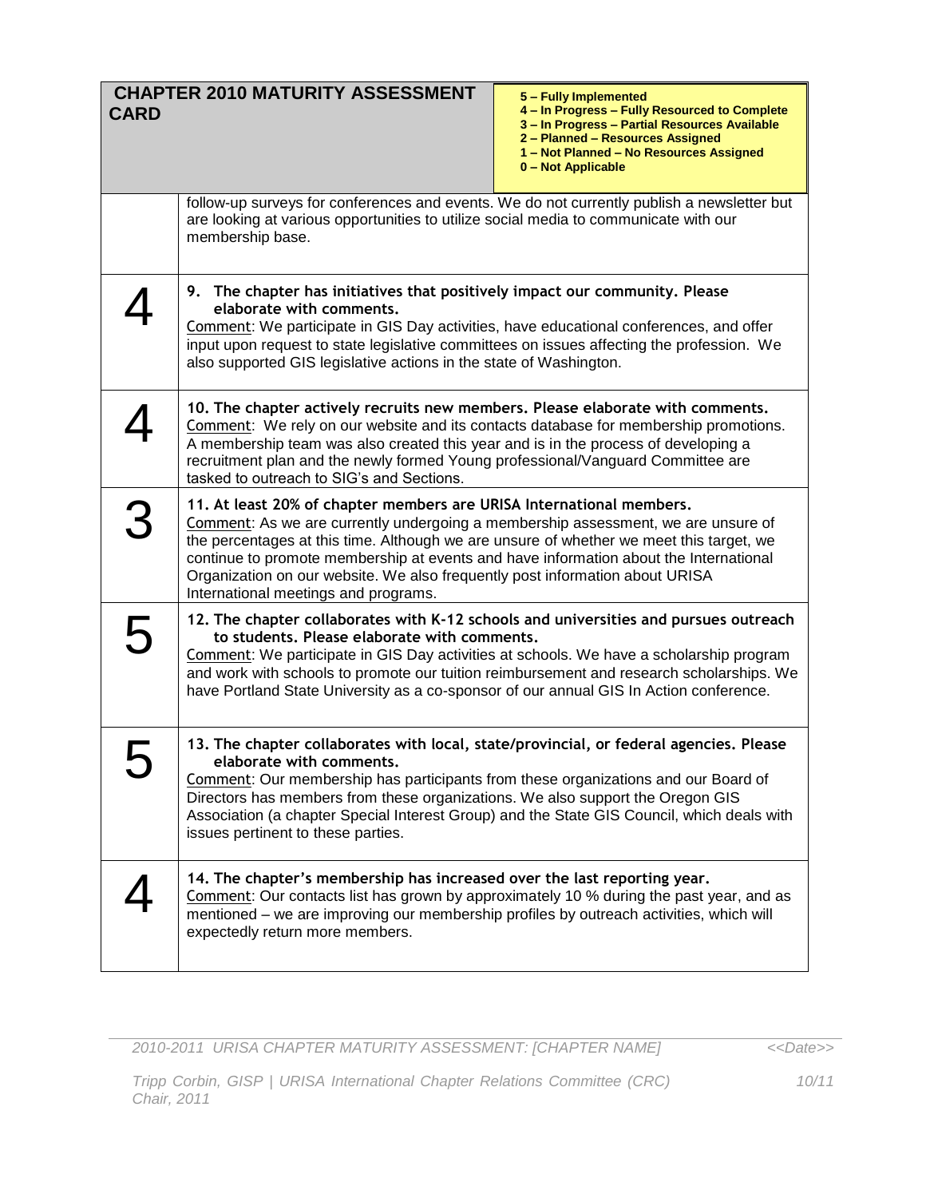| CHAPTER 2010 MATURITY ASSESSMENT CARD | 5 – Fully Implemented<br>4 – In Progress – Fully Resourced to Complete<br>3 – In Progress – Partial Resources Available<br>2 – Planned – Resources Assigned<br>1 – Not Planned – No Resources Assigned<br>0 – Not Applicable |
|---|---|
| | follow-up surveys for conferences and events. We do not currently publish a newsletter but are looking at various opportunities to utilize social media to communicate with our membership base. |
| 4 | **9. The chapter has initiatives that positively impact our community. Please elaborate with comments.**<br>Comment: We participate in GIS Day activities, have educational conferences, and offer input upon request to state legislative committees on issues affecting the profession. We also supported GIS legislative actions in the state of Washington. |
| 4 | **10. The chapter actively recruits new members. Please elaborate with comments.**<br>Comment: We rely on our website and its contacts database for membership promotions. A membership team was also created this year and is in the process of developing a recruitment plan and the newly formed Young professional/Vanguard Committee are tasked to outreach to SIG's and Sections. |
| 3 | **11. At least 20% of chapter members are URISA International members.**<br>Comment: As we are currently undergoing a membership assessment, we are unsure of the percentages at this time. Although we are unsure of whether we meet this target, we continue to promote membership at events and have information about the International Organization on our website. We also frequently post information about URISA International meetings and programs. |
| 5 | **12. The chapter collaborates with K-12 schools and universities and pursues outreach to students. Please elaborate with comments.**<br>Comment: We participate in GIS Day activities at schools. We have a scholarship program and work with schools to promote our tuition reimbursement and research scholarships. We have Portland State University as a co-sponsor of our annual GIS In Action conference. |
| 5 | **13. The chapter collaborates with local, state/provincial, or federal agencies. Please elaborate with comments.**<br>Comment: Our membership has participants from these organizations and our Board of Directors has members from these organizations. We also support the Oregon GIS Association (a chapter Special Interest Group) and the State GIS Council, which deals with issues pertinent to these parties. |
| 4 | **14. The chapter's membership has increased over the last reporting year.**<br>Comment: Our contacts list has grown by approximately 10 % during the past year, and as mentioned – we are improving our membership profiles by outreach activities, which will expectedly return more members. |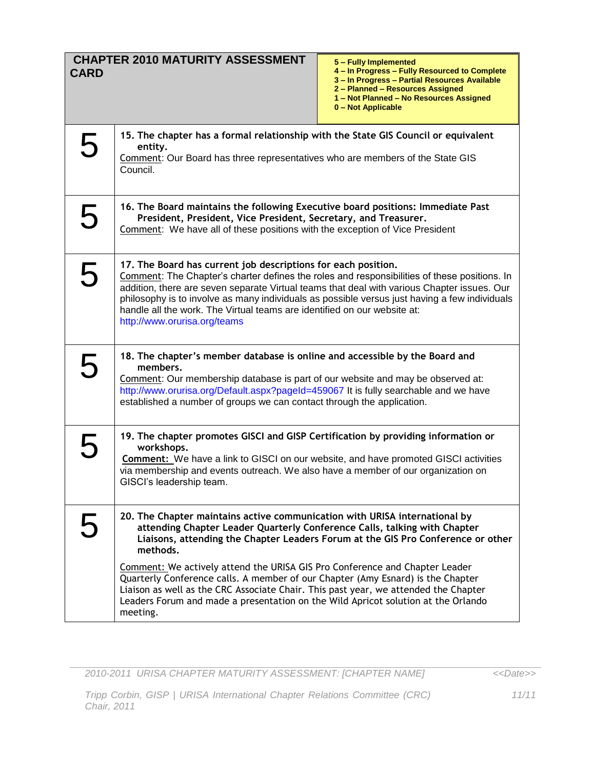| CHAPTER 2010 MATURITY ASSESSMENT CARD | 5 – Fully Implemented<br>4 – In Progress – Fully Resourced to Complete<br>3 – In Progress – Partial Resources Available<br>2 – Planned – Resources Assigned<br>1 – Not Planned – No Resources Assigned<br>0 – Not Applicable |
|---|---|
| 5 | **15. The chapter has a formal relationship with the State GIS Council or equivalent entity.**<br>Comment: Our Board has three representatives who are members of the State GIS Council. |
| 5 | **16. The Board maintains the following Executive board positions: Immediate Past President, President, Vice President, Secretary, and Treasurer.**<br>Comment: We have all of these positions with the exception of Vice President |
| 5 | **17. The Board has current job descriptions for each position.**<br>Comment: The Chapter's charter defines the roles and responsibilities of these positions. In addition, there are seven separate Virtual teams that deal with various Chapter issues. Our philosophy is to involve as many individuals as possible versus just having a few individuals handle all the work. The Virtual teams are identified on our website at: http://www.orurisa.org/teams |
| 5 | **18. The chapter's member database is online and accessible by the Board and members.**<br>Comment: Our membership database is part of our website and may be observed at: http://www.orurisa.org/Default.aspx?pageId=459067 It is fully searchable and we have established a number of groups we can contact through the application. |
| 5 | **19. The chapter promotes GISCI and GISP Certification by providing information or workshops.**<br>**Comment:** We have a link to GISCI on our website, and have promoted GISCI activities via membership and events outreach. We also have a member of our organization on GISCI's leadership team. |
| 5 | **20. The Chapter maintains active communication with URISA international by attending Chapter Leader Quarterly Conference Calls, talking with Chapter Liaisons, attending the Chapter Leaders Forum at the GIS Pro Conference or other methods.**<br>Comment: We actively attend the URISA GIS Pro Conference and Chapter Leader Quarterly Conference calls. A member of our Chapter (Amy Esnard) is the Chapter Liaison as well as the CRC Associate Chair. This past year, we attended the Chapter Leaders Forum and made a presentation on the Wild Apricot solution at the Orlando meeting. |